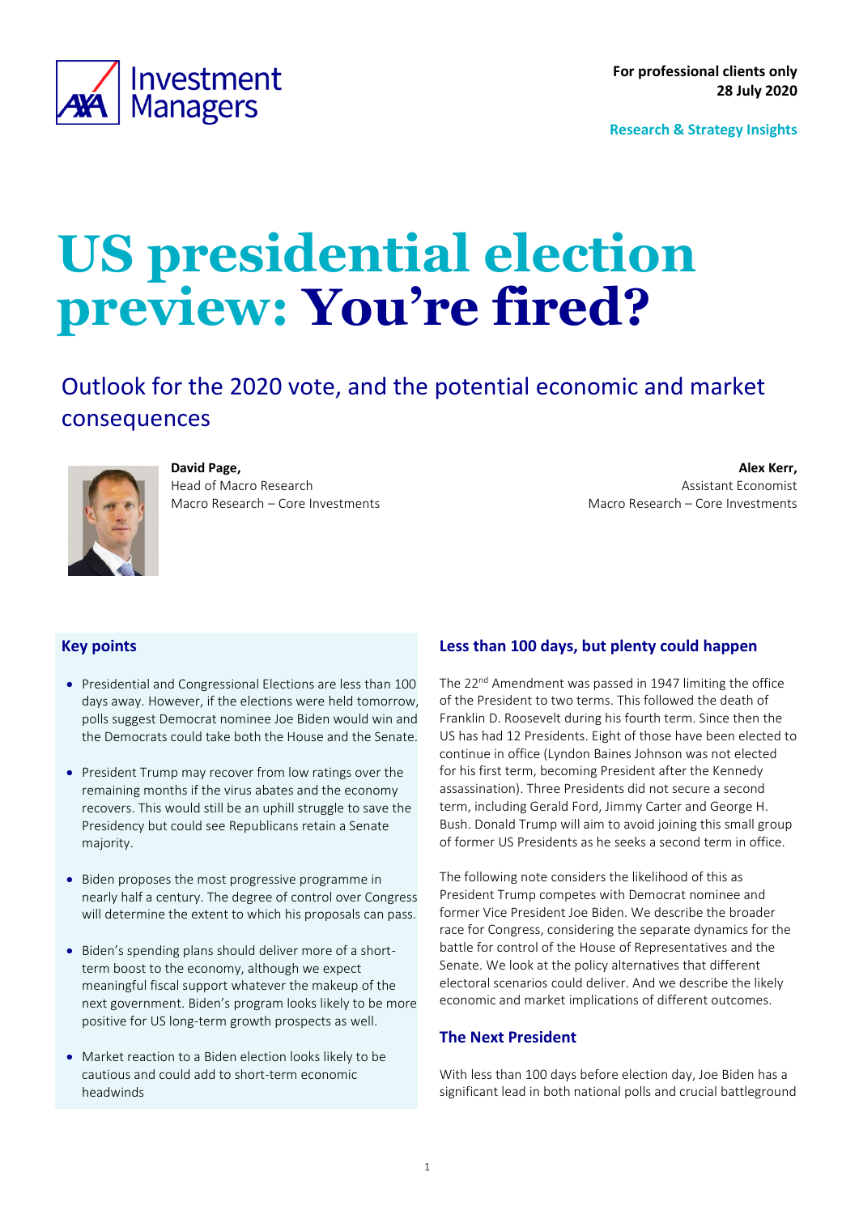For professional clients only
28 July 2020

Research & Strategy Insights

# US presidential election preview: You're fired?

## Outlook for the 2020 vote, and the potential economic and market consequences

**David Page,**
Head of Macro Research
Macro Research – Core Investments

**Alex Kerr,**
Assistant Economist
Macro Research – Core Investments

### Key points

- Presidential and Congressional Elections are less than 100 days away. However, if the elections were held tomorrow, polls suggest Democrat nominee Joe Biden would win and the Democrats could take both the House and the Senate.
- President Trump may recover from low ratings over the remaining months if the virus abates and the economy recovers. This would still be an uphill struggle to save the Presidency but could see Republicans retain a Senate majority.
- Biden proposes the most progressive programme in nearly half a century. The degree of control over Congress will determine the extent to which his proposals can pass.
- Biden's spending plans should deliver more of a short-term boost to the economy, although we expect meaningful fiscal support whatever the makeup of the next government. Biden's program looks likely to be more positive for US long-term growth prospects as well.
- Market reaction to a Biden election looks likely to be cautious and could add to short-term economic headwinds

### Less than 100 days, but plenty could happen

The 22nd Amendment was passed in 1947 limiting the office of the President to two terms. This followed the death of Franklin D. Roosevelt during his fourth term. Since then the US has had 12 Presidents. Eight of those have been elected to continue in office (Lyndon Baines Johnson was not elected for his first term, becoming President after the Kennedy assassination). Three Presidents did not secure a second term, including Gerald Ford, Jimmy Carter and George H. Bush. Donald Trump will aim to avoid joining this small group of former US Presidents as he seeks a second term in office.

The following note considers the likelihood of this as President Trump competes with Democrat nominee and former Vice President Joe Biden. We describe the broader race for Congress, considering the separate dynamics for the battle for control of the House of Representatives and the Senate. We look at the policy alternatives that different electoral scenarios could deliver. And we describe the likely economic and market implications of different outcomes.

### The Next President

With less than 100 days before election day, Joe Biden has a significant lead in both national polls and crucial battleground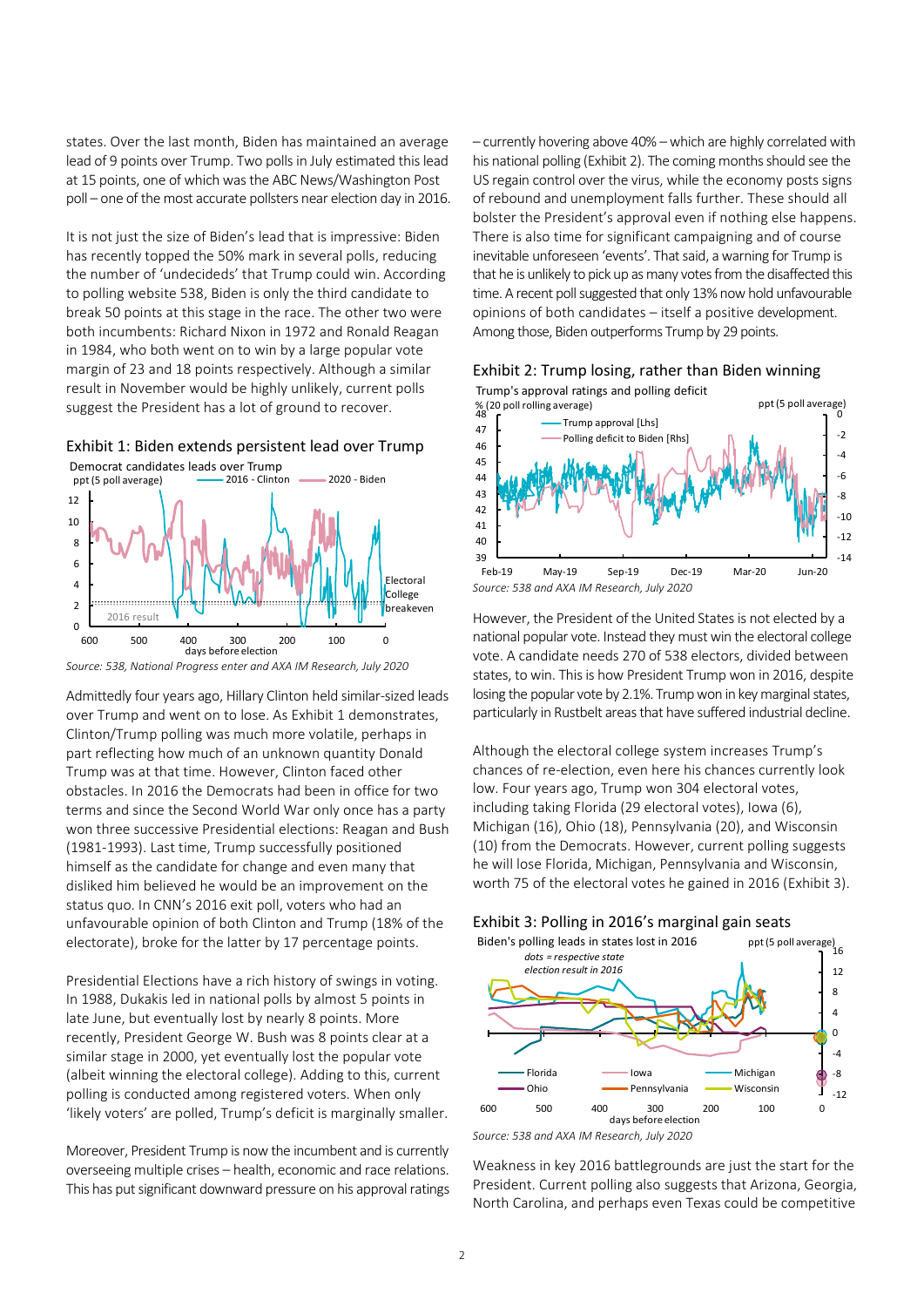states. Over the last month, Biden has maintained an average lead of 9 points over Trump. Two polls in July estimated this lead at 15 points, one of which was the ABC News/Washington Post poll – one of the most accurate pollsters near election day in 2016.

It is not just the size of Biden's lead that is impressive: Biden has recently topped the 50% mark in several polls, reducing the number of 'undecideds' that Trump could win. According to polling website 538, Biden is only the third candidate to break 50 points at this stage in the race. The other two were both incumbents: Richard Nixon in 1972 and Ronald Reagan in 1984, who both went on to win by a large popular vote margin of 23 and 18 points respectively. Although a similar result in November would be highly unlikely, current polls suggest the President has a lot of ground to recover.

**Exhibit 1: Biden extends persistent lead over Trump**

*Source: 538, National Progress enter and AXA IM Research, July 2020*

Admittedly four years ago, Hillary Clinton held similar-sized leads over Trump and went on to lose. As Exhibit 1 demonstrates, Clinton/Trump polling was much more volatile, perhaps in part reflecting how much of an unknown quantity Donald Trump was at that time. However, Clinton faced other obstacles. In 2016 the Democrats had been in office for two terms and since the Second World War only once has a party won three successive Presidential elections: Reagan and Bush (1981-1993). Last time, Trump successfully positioned himself as the candidate for change and even many that disliked him believed he would be an improvement on the status quo. In CNN's 2016 exit poll, voters who had an unfavourable opinion of both Clinton and Trump (18% of the electorate), broke for the latter by 17 percentage points.

Presidential Elections have a rich history of swings in voting. In 1988, Dukakis led in national polls by almost 5 points in late June, but eventually lost by nearly 8 points. More recently, President George W. Bush was 8 points clear at a similar stage in 2000, yet eventually lost the popular vote (albeit winning the electoral college). Adding to this, current polling is conducted among registered voters. When only 'likely voters' are polled, Trump's deficit is marginally smaller.

Moreover, President Trump is now the incumbent and is currently overseeing multiple crises – health, economic and race relations. This has put significant downward pressure on his approval ratings – currently hovering above 40% – which are highly correlated with his national polling (Exhibit 2). The coming months should see the US regain control over the virus, while the economy posts signs of rebound and unemployment falls further. These should all bolster the President's approval even if nothing else happens. There is also time for significant campaigning and of course inevitable unforeseen 'events'. That said, a warning for Trump is that he is unlikely to pick up as many votes from the disaffected this time. A recent poll suggested that only 13% now hold unfavourable opinions of both candidates – itself a positive development. Among those, Biden outperforms Trump by 29 points.

**Exhibit 2: Trump losing, rather than Biden winning**

*Source: 538 and AXA IM Research, July 2020*

However, the President of the United States is not elected by a national popular vote. Instead they must win the electoral college vote. A candidate needs 270 of 538 electors, divided between states, to win. This is how President Trump won in 2016, despite losing the popular vote by 2.1%. Trump won in key marginal states, particularly in Rustbelt areas that have suffered industrial decline.

Although the electoral college system increases Trump's chances of re-election, even here his chances currently look low. Four years ago, Trump won 304 electoral votes, including taking Florida (29 electoral votes), Iowa (6), Michigan (16), Ohio (18), Pennsylvania (20), and Wisconsin (10) from the Democrats. However, current polling suggests he will lose Florida, Michigan, Pennsylvania and Wisconsin, worth 75 of the electoral votes he gained in 2016 (Exhibit 3).

**Exhibit 3: Polling in 2016's marginal gain seats**

*Source: 538 and AXA IM Research, July 2020*

Weakness in key 2016 battlegrounds are just the start for the President. Current polling also suggests that Arizona, Georgia, North Carolina, and perhaps even Texas could be competitive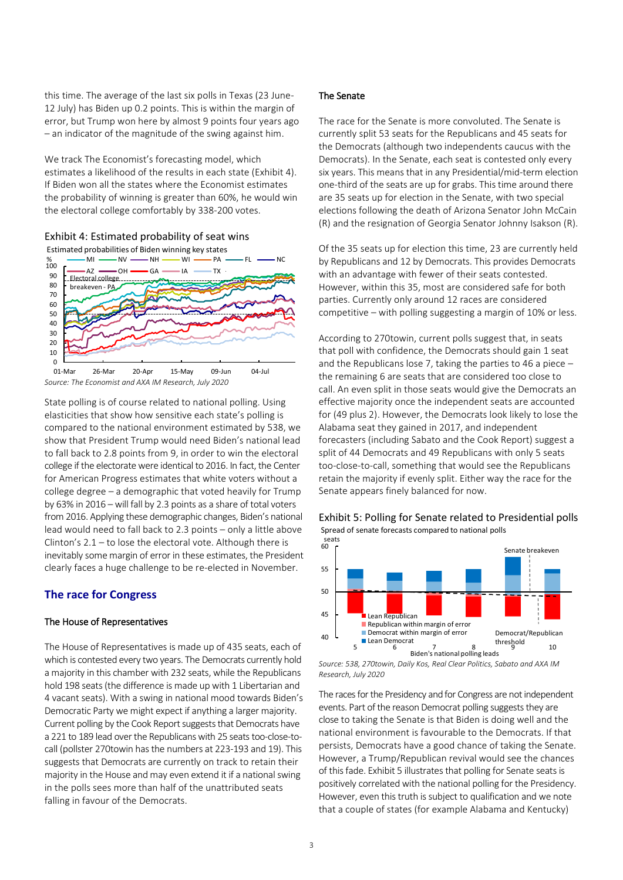this time. The average of the last six polls in Texas (23 June-12 July) has Biden up 0.2 points. This is within the margin of error, but Trump won here by almost 9 points four years ago – an indicator of the magnitude of the swing against him.

We track The Economist's forecasting model, which estimates a likelihood of the results in each state (Exhibit 4). If Biden won all the states where the Economist estimates the probability of winning is greater than 60%, he would win the electoral college comfortably by 338-200 votes.

Exhibit 4: Estimated probability of seat wins

*Source: The Economist and AXA IM Research, July 2020*

State polling is of course related to national polling. Using elasticities that show how sensitive each state's polling is compared to the national environment estimated by 538, we show that President Trump would need Biden's national lead to fall back to 2.8 points from 9, in order to win the electoral college if the electorate were identical to 2016. In fact, the Center for American Progress estimates that white voters without a college degree – a demographic that voted heavily for Trump by 63% in 2016 – will fall by 2.3 points as a share of total voters from 2016. Applying these demographic changes, Biden's national lead would need to fall back to 2.3 points – only a little above Clinton's 2.1 – to lose the electoral vote. Although there is inevitably some margin of error in these estimates, the President clearly faces a huge challenge to be re-elected in November.

## The race for Congress

### The House of Representatives

The House of Representatives is made up of 435 seats, each of which is contested every two years. The Democrats currently hold a majority in this chamber with 232 seats, while the Republicans hold 198 seats (the difference is made up with 1 Libertarian and 4 vacant seats). With a swing in national mood towards Biden's Democratic Party we might expect if anything a larger majority. Current polling by the Cook Report suggests that Democrats have a 221 to 189 lead over the Republicans with 25 seats too-close-to-call (pollster 270towin has the numbers at 223-193 and 19). This suggests that Democrats are currently on track to retain their majority in the House and may even extend it if a national swing in the polls sees more than half of the unattributed seats falling in favour of the Democrats.

### The Senate

The race for the Senate is more convoluted. The Senate is currently split 53 seats for the Republicans and 45 seats for the Democrats (although two independents caucus with the Democrats). In the Senate, each seat is contested only every six years. This means that in any Presidential/mid-term election one-third of the seats are up for grabs. This time around there are 35 seats up for election in the Senate, with two special elections following the death of Arizona Senator John McCain (R) and the resignation of Georgia Senator Johnny Isakson (R).

Of the 35 seats up for election this time, 23 are currently held by Republicans and 12 by Democrats. This provides Democrats with an advantage with fewer of their seats contested. However, within this 35, most are considered safe for both parties. Currently only around 12 races are considered competitive – with polling suggesting a margin of 10% or less.

According to 270towin, current polls suggest that, in seats that poll with confidence, the Democrats should gain 1 seat and the Republicans lose 7, taking the parties to 46 a piece – the remaining 6 are seats that are considered too close to call. An even split in those seats would give the Democrats an effective majority once the independent seats are accounted for (49 plus 2). However, the Democrats look likely to lose the Alabama seat they gained in 2017, and independent forecasters (including Sabato and the Cook Report) suggest a split of 44 Democrats and 49 Republicans with only 5 seats too-close-to-call, something that would see the Republicans retain the majority if evenly split. Either way the race for the Senate appears finely balanced for now.

Exhibit 5: Polling for Senate related to Presidential polls

*Source: 538, 270towin, Daily Kos, Real Clear Politics, Sabato and AXA IM Research, July 2020*

The races for the Presidency and for Congress are not independent events. Part of the reason Democrat polling suggests they are close to taking the Senate is that Biden is doing well and the national environment is favourable to the Democrats. If that persists, Democrats have a good chance of taking the Senate. However, a Trump/Republican revival would see the chances of this fade. Exhibit 5 illustrates that polling for Senate seats is positively correlated with the national polling for the Presidency. However, even this truth is subject to qualification and we note that a couple of states (for example Alabama and Kentucky)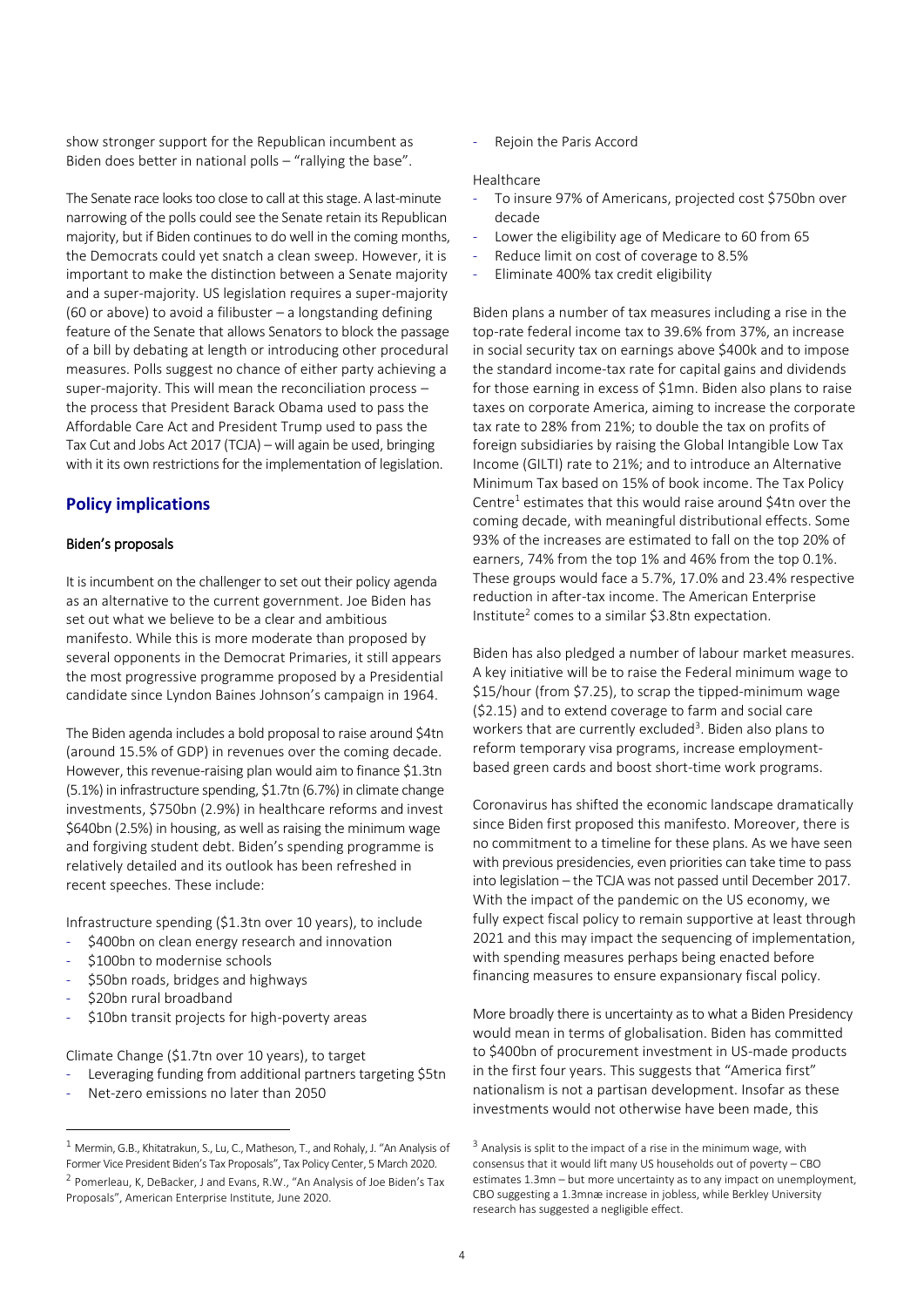show stronger support for the Republican incumbent as Biden does better in national polls – "rallying the base".

The Senate race looks too close to call at this stage. A last-minute narrowing of the polls could see the Senate retain its Republican majority, but if Biden continues to do well in the coming months, the Democrats could yet snatch a clean sweep. However, it is important to make the distinction between a Senate majority and a super-majority. US legislation requires a super-majority (60 or above) to avoid a filibuster – a longstanding defining feature of the Senate that allows Senators to block the passage of a bill by debating at length or introducing other procedural measures. Polls suggest no chance of either party achieving a super-majority. This will mean the reconciliation process – the process that President Barack Obama used to pass the Affordable Care Act and President Trump used to pass the Tax Cut and Jobs Act 2017 (TCJA) – will again be used, bringing with it its own restrictions for the implementation of legislation.

## Policy implications

### Biden's proposals

It is incumbent on the challenger to set out their policy agenda as an alternative to the current government. Joe Biden has set out what we believe to be a clear and ambitious manifesto. While this is more moderate than proposed by several opponents in the Democrat Primaries, it still appears the most progressive programme proposed by a Presidential candidate since Lyndon Baines Johnson's campaign in 1964.

The Biden agenda includes a bold proposal to raise around \$4tn (around 15.5% of GDP) in revenues over the coming decade. However, this revenue-raising plan would aim to finance \$1.3tn (5.1%) in infrastructure spending, \$1.7tn (6.7%) in climate change investments, \$750bn (2.9%) in healthcare reforms and invest \$640bn (2.5%) in housing, as well as raising the minimum wage and forgiving student debt. Biden's spending programme is relatively detailed and its outlook has been refreshed in recent speeches. These include:

Infrastructure spending (\$1.3tn over 10 years), to include

- \$400bn on clean energy research and innovation
- \$100bn to modernise schools
- \$50bn roads, bridges and highways
- \$20bn rural broadband
- \$10bn transit projects for high-poverty areas

Climate Change (\$1.7tn over 10 years), to target

- Leveraging funding from additional partners targeting \$5tn
- Net-zero emissions no later than 2050
- Rejoin the Paris Accord

Healthcare

- To insure 97% of Americans, projected cost \$750bn over decade
- Lower the eligibility age of Medicare to 60 from 65
- Reduce limit on cost of coverage to 8.5%
- Eliminate 400% tax credit eligibility

Biden plans a number of tax measures including a rise in the top-rate federal income tax to 39.6% from 37%, an increase in social security tax on earnings above \$400k and to impose the standard income-tax rate for capital gains and dividends for those earning in excess of \$1mn. Biden also plans to raise taxes on corporate America, aiming to increase the corporate tax rate to 28% from 21%; to double the tax on profits of foreign subsidiaries by raising the Global Intangible Low Tax Income (GILTI) rate to 21%; and to introduce an Alternative Minimum Tax based on 15% of book income. The Tax Policy Centre[1] estimates that this would raise around \$4tn over the coming decade, with meaningful distributional effects. Some 93% of the increases are estimated to fall on the top 20% of earners, 74% from the top 1% and 46% from the top 0.1%. These groups would face a 5.7%, 17.0% and 23.4% respective reduction in after-tax income. The American Enterprise Institute[2] comes to a similar \$3.8tn expectation.

Biden has also pledged a number of labour market measures. A key initiative will be to raise the Federal minimum wage to \$15/hour (from \$7.25), to scrap the tipped-minimum wage (\$2.15) and to extend coverage to farm and social care workers that are currently excluded[3]. Biden also plans to reform temporary visa programs, increase employment-based green cards and boost short-time work programs.

Coronavirus has shifted the economic landscape dramatically since Biden first proposed this manifesto. Moreover, there is no commitment to a timeline for these plans. As we have seen with previous presidencies, even priorities can take time to pass into legislation – the TCJA was not passed until December 2017. With the impact of the pandemic on the US economy, we fully expect fiscal policy to remain supportive at least through 2021 and this may impact the sequencing of implementation, with spending measures perhaps being enacted before financing measures to ensure expansionary fiscal policy.

More broadly there is uncertainty as to what a Biden Presidency would mean in terms of globalisation. Biden has committed to \$400bn of procurement investment in US-made products in the first four years. This suggests that "America first" nationalism is not a partisan development. Insofar as these investments would not otherwise have been made, this

---

[1] Mermin, G.B., Khitatrakun, S., Lu, C., Matheson, T., and Rohaly, J. "An Analysis of Former Vice President Biden's Tax Proposals", Tax Policy Center, 5 March 2020.

[2] Pomerleau, K, DeBacker, J and Evans, R.W., "An Analysis of Joe Biden's Tax Proposals", American Enterprise Institute, June 2020.

[3] Analysis is split to the impact of a rise in the minimum wage, with consensus that it would lift many US households out of poverty – CBO estimates 1.3mn – but more uncertainty as to any impact on unemployment, CBO suggesting a 1.3mnæ increase in jobless, while Berkley University research has suggested a negligible effect.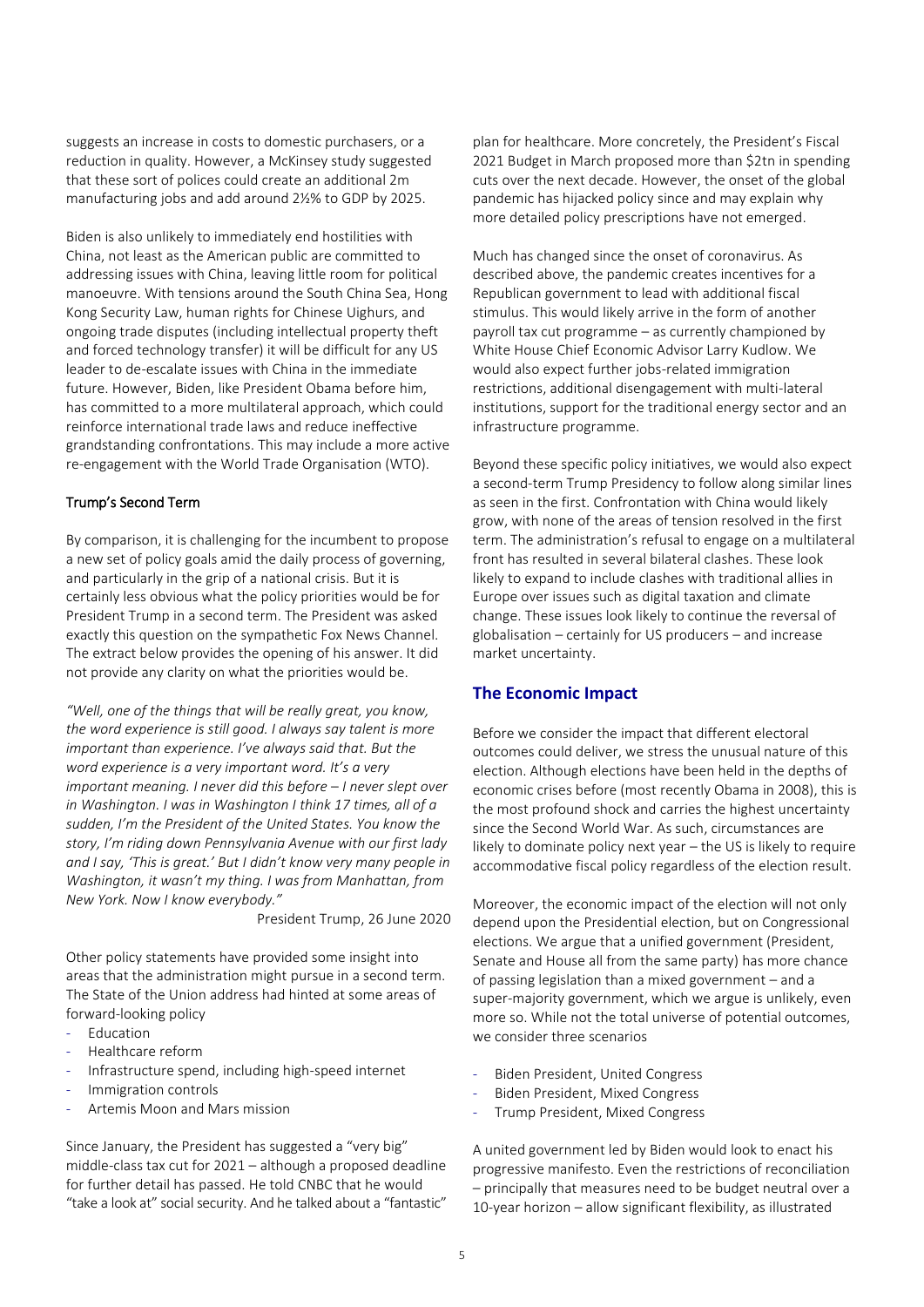suggests an increase in costs to domestic purchasers, or a reduction in quality. However, a McKinsey study suggested that these sort of polices could create an additional 2m manufacturing jobs and add around 2½% to GDP by 2025.

Biden is also unlikely to immediately end hostilities with China, not least as the American public are committed to addressing issues with China, leaving little room for political manoeuvre. With tensions around the South China Sea, Hong Kong Security Law, human rights for Chinese Uighurs, and ongoing trade disputes (including intellectual property theft and forced technology transfer) it will be difficult for any US leader to de-escalate issues with China in the immediate future. However, Biden, like President Obama before him, has committed to a more multilateral approach, which could reinforce international trade laws and reduce ineffective grandstanding confrontations. This may include a more active re-engagement with the World Trade Organisation (WTO).

### Trump's Second Term

By comparison, it is challenging for the incumbent to propose a new set of policy goals amid the daily process of governing, and particularly in the grip of a national crisis. But it is certainly less obvious what the policy priorities would be for President Trump in a second term. The President was asked exactly this question on the sympathetic Fox News Channel. The extract below provides the opening of his answer. It did not provide any clarity on what the priorities would be.

*"Well, one of the things that will be really great, you know, the word experience is still good. I always say talent is more important than experience. I've always said that. But the word experience is a very important word. It's a very important meaning. I never did this before – I never slept over in Washington. I was in Washington I think 17 times, all of a sudden, I'm the President of the United States. You know the story, I'm riding down Pennsylvania Avenue with our first lady and I say, 'This is great.' But I didn't know very many people in Washington, it wasn't my thing. I was from Manhattan, from New York. Now I know everybody."*

President Trump, 26 June 2020

Other policy statements have provided some insight into areas that the administration might pursue in a second term. The State of the Union address had hinted at some areas of forward-looking policy

- Education
- Healthcare reform
- Infrastructure spend, including high-speed internet
- Immigration controls
- Artemis Moon and Mars mission

Since January, the President has suggested a "very big" middle-class tax cut for 2021 – although a proposed deadline for further detail has passed. He told CNBC that he would "take a look at" social security. And he talked about a "fantastic" plan for healthcare. More concretely, the President's Fiscal 2021 Budget in March proposed more than $2tn in spending cuts over the next decade. However, the onset of the global pandemic has hijacked policy since and may explain why more detailed policy prescriptions have not emerged.

Much has changed since the onset of coronavirus. As described above, the pandemic creates incentives for a Republican government to lead with additional fiscal stimulus. This would likely arrive in the form of another payroll tax cut programme – as currently championed by White House Chief Economic Advisor Larry Kudlow. We would also expect further jobs-related immigration restrictions, additional disengagement with multi-lateral institutions, support for the traditional energy sector and an infrastructure programme.

Beyond these specific policy initiatives, we would also expect a second-term Trump Presidency to follow along similar lines as seen in the first. Confrontation with China would likely grow, with none of the areas of tension resolved in the first term. The administration's refusal to engage on a multilateral front has resulted in several bilateral clashes. These look likely to expand to include clashes with traditional allies in Europe over issues such as digital taxation and climate change. These issues look likely to continue the reversal of globalisation – certainly for US producers – and increase market uncertainty.

## The Economic Impact

Before we consider the impact that different electoral outcomes could deliver, we stress the unusual nature of this election. Although elections have been held in the depths of economic crises before (most recently Obama in 2008), this is the most profound shock and carries the highest uncertainty since the Second World War. As such, circumstances are likely to dominate policy next year – the US is likely to require accommodative fiscal policy regardless of the election result.

Moreover, the economic impact of the election will not only depend upon the Presidential election, but on Congressional elections. We argue that a unified government (President, Senate and House all from the same party) has more chance of passing legislation than a mixed government – and a super-majority government, which we argue is unlikely, even more so. While not the total universe of potential outcomes, we consider three scenarios

- Biden President, United Congress
- Biden President, Mixed Congress
- Trump President, Mixed Congress

A united government led by Biden would look to enact his progressive manifesto. Even the restrictions of reconciliation – principally that measures need to be budget neutral over a 10-year horizon – allow significant flexibility, as illustrated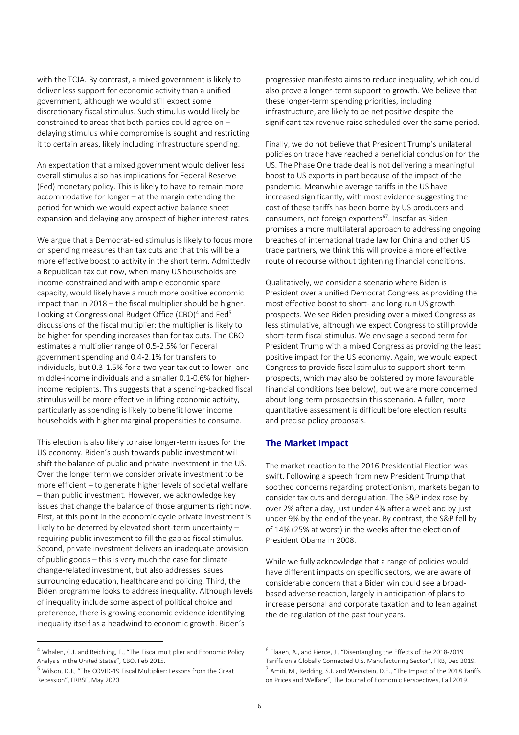with the TCJA. By contrast, a mixed government is likely to deliver less support for economic activity than a unified government, although we would still expect some discretionary fiscal stimulus. Such stimulus would likely be constrained to areas that both parties could agree on – delaying stimulus while compromise is sought and restricting it to certain areas, likely including infrastructure spending.

An expectation that a mixed government would deliver less overall stimulus also has implications for Federal Reserve (Fed) monetary policy. This is likely to have to remain more accommodative for longer – at the margin extending the period for which we would expect active balance sheet expansion and delaying any prospect of higher interest rates.

We argue that a Democrat-led stimulus is likely to focus more on spending measures than tax cuts and that this will be a more effective boost to activity in the short term. Admittedly a Republican tax cut now, when many US households are income-constrained and with ample economic spare capacity, would likely have a much more positive economic impact than in 2018 – the fiscal multiplier should be higher. Looking at Congressional Budget Office (CBO)[4] and Fed[5] discussions of the fiscal multiplier: the multiplier is likely to be higher for spending increases than for tax cuts. The CBO estimates a multiplier range of 0.5-2.5% for Federal government spending and 0.4-2.1% for transfers to individuals, but 0.3-1.5% for a two-year tax cut to lower- and middle-income individuals and a smaller 0.1-0.6% for higher-income recipients. This suggests that a spending-backed fiscal stimulus will be more effective in lifting economic activity, particularly as spending is likely to benefit lower income households with higher marginal propensities to consume.

This election is also likely to raise longer-term issues for the US economy. Biden's push towards public investment will shift the balance of public and private investment in the US. Over the longer term we consider private investment to be more efficient – to generate higher levels of societal welfare – than public investment. However, we acknowledge key issues that change the balance of those arguments right now. First, at this point in the economic cycle private investment is likely to be deterred by elevated short-term uncertainty – requiring public investment to fill the gap as fiscal stimulus. Second, private investment delivers an inadequate provision of public goods – this is very much the case for climate-change-related investment, but also addresses issues surrounding education, healthcare and policing. Third, the Biden programme looks to address inequality. Although levels of inequality include some aspect of political choice and preference, there is growing economic evidence identifying inequality itself as a headwind to economic growth. Biden's progressive manifesto aims to reduce inequality, which could also prove a longer-term support to growth. We believe that these longer-term spending priorities, including infrastructure, are likely to be net positive despite the significant tax revenue raise scheduled over the same period.

Finally, we do not believe that President Trump's unilateral policies on trade have reached a beneficial conclusion for the US. The Phase One trade deal is not delivering a meaningful boost to US exports in part because of the impact of the pandemic. Meanwhile average tariffs in the US have increased significantly, with most evidence suggesting the cost of these tariffs has been borne by US producers and consumers, not foreign exporters[6,7]. Insofar as Biden promises a more multilateral approach to addressing ongoing breaches of international trade law for China and other US trade partners, we think this will provide a more effective route of recourse without tightening financial conditions.

Qualitatively, we consider a scenario where Biden is President over a unified Democrat Congress as providing the most effective boost to short- and long-run US growth prospects. We see Biden presiding over a mixed Congress as less stimulative, although we expect Congress to still provide short-term fiscal stimulus. We envisage a second term for President Trump with a mixed Congress as providing the least positive impact for the US economy. Again, we would expect Congress to provide fiscal stimulus to support short-term prospects, which may also be bolstered by more favourable financial conditions (see below), but we are more concerned about long-term prospects in this scenario. A fuller, more quantitative assessment is difficult before election results and precise policy proposals.

## The Market Impact

The market reaction to the 2016 Presidential Election was swift. Following a speech from new President Trump that soothed concerns regarding protectionism, markets began to consider tax cuts and deregulation. The S&P index rose by over 2% after a day, just under 4% after a week and by just under 9% by the end of the year. By contrast, the S&P fell by of 14% (25% at worst) in the weeks after the election of President Obama in 2008.

While we fully acknowledge that a range of policies would have different impacts on specific sectors, we are aware of considerable concern that a Biden win could see a broad-based adverse reaction, largely in anticipation of plans to increase personal and corporate taxation and to lean against the de-regulation of the past four years.

---

[4] Whalen, C.J. and Reichling, F., "The Fiscal multiplier and Economic Policy Analysis in the United States", CBO, Feb 2015.

[5] Wilson, D.J., "The COVID-19 Fiscal Multiplier: Lessons from the Great Recession", FRBSF, May 2020.

[6] Flaaen, A., and Pierce, J., "Disentangling the Effects of the 2018-2019 Tariffs on a Globally Connected U.S. Manufacturing Sector", FRB, Dec 2019.

[7] Amiti, M., Redding, S.J. and Weinstein, D.E., "The Impact of the 2018 Tariffs on Prices and Welfare", The Journal of Economic Perspectives, Fall 2019.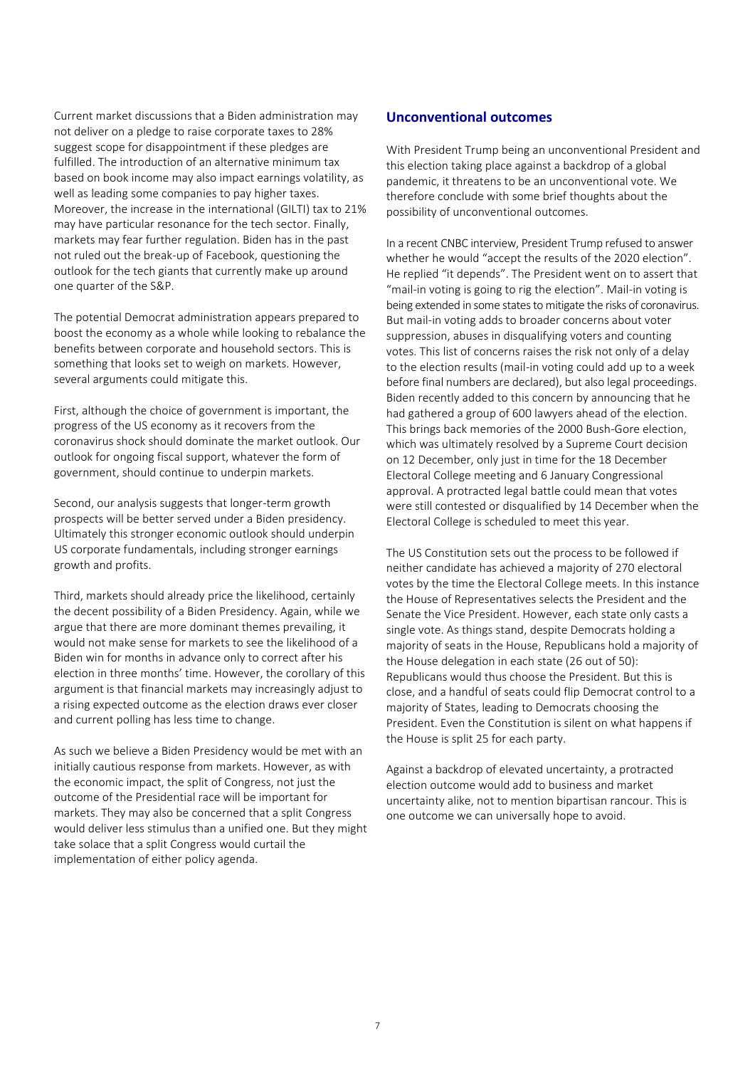Current market discussions that a Biden administration may not deliver on a pledge to raise corporate taxes to 28% suggest scope for disappointment if these pledges are fulfilled. The introduction of an alternative minimum tax based on book income may also impact earnings volatility, as well as leading some companies to pay higher taxes. Moreover, the increase in the international (GILTI) tax to 21% may have particular resonance for the tech sector. Finally, markets may fear further regulation. Biden has in the past not ruled out the break-up of Facebook, questioning the outlook for the tech giants that currently make up around one quarter of the S&P.

The potential Democrat administration appears prepared to boost the economy as a whole while looking to rebalance the benefits between corporate and household sectors. This is something that looks set to weigh on markets. However, several arguments could mitigate this.

First, although the choice of government is important, the progress of the US economy as it recovers from the coronavirus shock should dominate the market outlook. Our outlook for ongoing fiscal support, whatever the form of government, should continue to underpin markets.

Second, our analysis suggests that longer-term growth prospects will be better served under a Biden presidency. Ultimately this stronger economic outlook should underpin US corporate fundamentals, including stronger earnings growth and profits.

Third, markets should already price the likelihood, certainly the decent possibility of a Biden Presidency. Again, while we argue that there are more dominant themes prevailing, it would not make sense for markets to see the likelihood of a Biden win for months in advance only to correct after his election in three months' time. However, the corollary of this argument is that financial markets may increasingly adjust to a rising expected outcome as the election draws ever closer and current polling has less time to change.

As such we believe a Biden Presidency would be met with an initially cautious response from markets. However, as with the economic impact, the split of Congress, not just the outcome of the Presidential race will be important for markets. They may also be concerned that a split Congress would deliver less stimulus than a unified one. But they might take solace that a split Congress would curtail the implementation of either policy agenda.

## Unconventional outcomes

With President Trump being an unconventional President and this election taking place against a backdrop of a global pandemic, it threatens to be an unconventional vote. We therefore conclude with some brief thoughts about the possibility of unconventional outcomes.

In a recent CNBC interview, President Trump refused to answer whether he would "accept the results of the 2020 election". He replied "it depends". The President went on to assert that "mail-in voting is going to rig the election". Mail-in voting is being extended in some states to mitigate the risks of coronavirus. But mail-in voting adds to broader concerns about voter suppression, abuses in disqualifying voters and counting votes. This list of concerns raises the risk not only of a delay to the election results (mail-in voting could add up to a week before final numbers are declared), but also legal proceedings. Biden recently added to this concern by announcing that he had gathered a group of 600 lawyers ahead of the election. This brings back memories of the 2000 Bush-Gore election, which was ultimately resolved by a Supreme Court decision on 12 December, only just in time for the 18 December Electoral College meeting and 6 January Congressional approval. A protracted legal battle could mean that votes were still contested or disqualified by 14 December when the Electoral College is scheduled to meet this year.

The US Constitution sets out the process to be followed if neither candidate has achieved a majority of 270 electoral votes by the time the Electoral College meets. In this instance the House of Representatives selects the President and the Senate the Vice President. However, each state only casts a single vote. As things stand, despite Democrats holding a majority of seats in the House, Republicans hold a majority of the House delegation in each state (26 out of 50): Republicans would thus choose the President. But this is close, and a handful of seats could flip Democrat control to a majority of States, leading to Democrats choosing the President. Even the Constitution is silent on what happens if the House is split 25 for each party.

Against a backdrop of elevated uncertainty, a protracted election outcome would add to business and market uncertainty alike, not to mention bipartisan rancour. This is one outcome we can universally hope to avoid.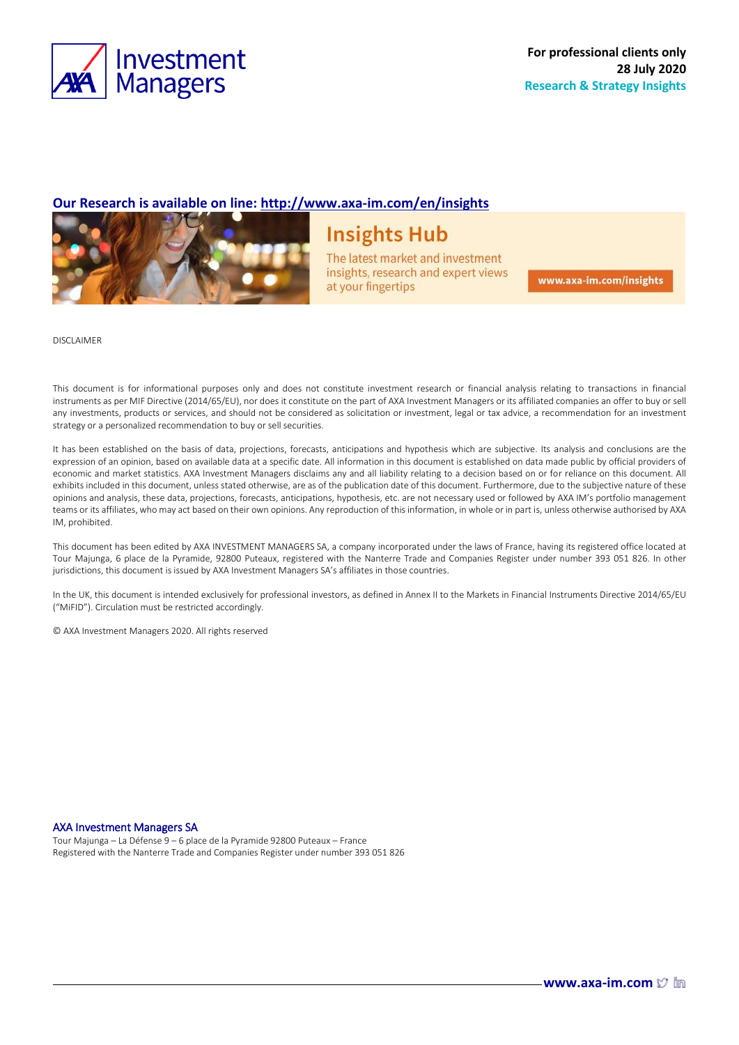For professional clients only
28 July 2020
Research & Strategy Insights

**Our Research is available on line: http://www.axa-im.com/en/insights**

## Insights Hub

The latest market and investment insights, research and expert views at your fingertips

www.axa-im.com/insights

DISCLAIMER

This document is for informational purposes only and does not constitute investment research or financial analysis relating to transactions in financial instruments as per MIF Directive (2014/65/EU), nor does it constitute on the part of AXA Investment Managers or its affiliated companies an offer to buy or sell any investments, products or services, and should not be considered as solicitation or investment, legal or tax advice, a recommendation for an investment strategy or a personalized recommendation to buy or sell securities.

It has been established on the basis of data, projections, forecasts, anticipations and hypothesis which are subjective. Its analysis and conclusions are the expression of an opinion, based on available data at a specific date. All information in this document is established on data made public by official providers of economic and market statistics. AXA Investment Managers disclaims any and all liability relating to a decision based on or for reliance on this document. All exhibits included in this document, unless stated otherwise, are as of the publication date of this document. Furthermore, due to the subjective nature of these opinions and analysis, these data, projections, forecasts, anticipations, hypothesis, etc. are not necessary used or followed by AXA IM's portfolio management teams or its affiliates, who may act based on their own opinions. Any reproduction of this information, in whole or in part is, unless otherwise authorised by AXA IM, prohibited.

This document has been edited by AXA INVESTMENT MANAGERS SA, a company incorporated under the laws of France, having its registered office located at Tour Majunga, 6 place de la Pyramide, 92800 Puteaux, registered with the Nanterre Trade and Companies Register under number 393 051 826. In other jurisdictions, this document is issued by AXA Investment Managers SA's affiliates in those countries.

In the UK, this document is intended exclusively for professional investors, as defined in Annex II to the Markets in Financial Instruments Directive 2014/65/EU ("MiFID"). Circulation must be restricted accordingly.

© AXA Investment Managers 2020. All rights reserved

**AXA Investment Managers SA**
Tour Majunga – La Défense 9 – 6 place de la Pyramide 92800 Puteaux – France
Registered with the Nanterre Trade and Companies Register under number 393 051 826

www.axa-im.com